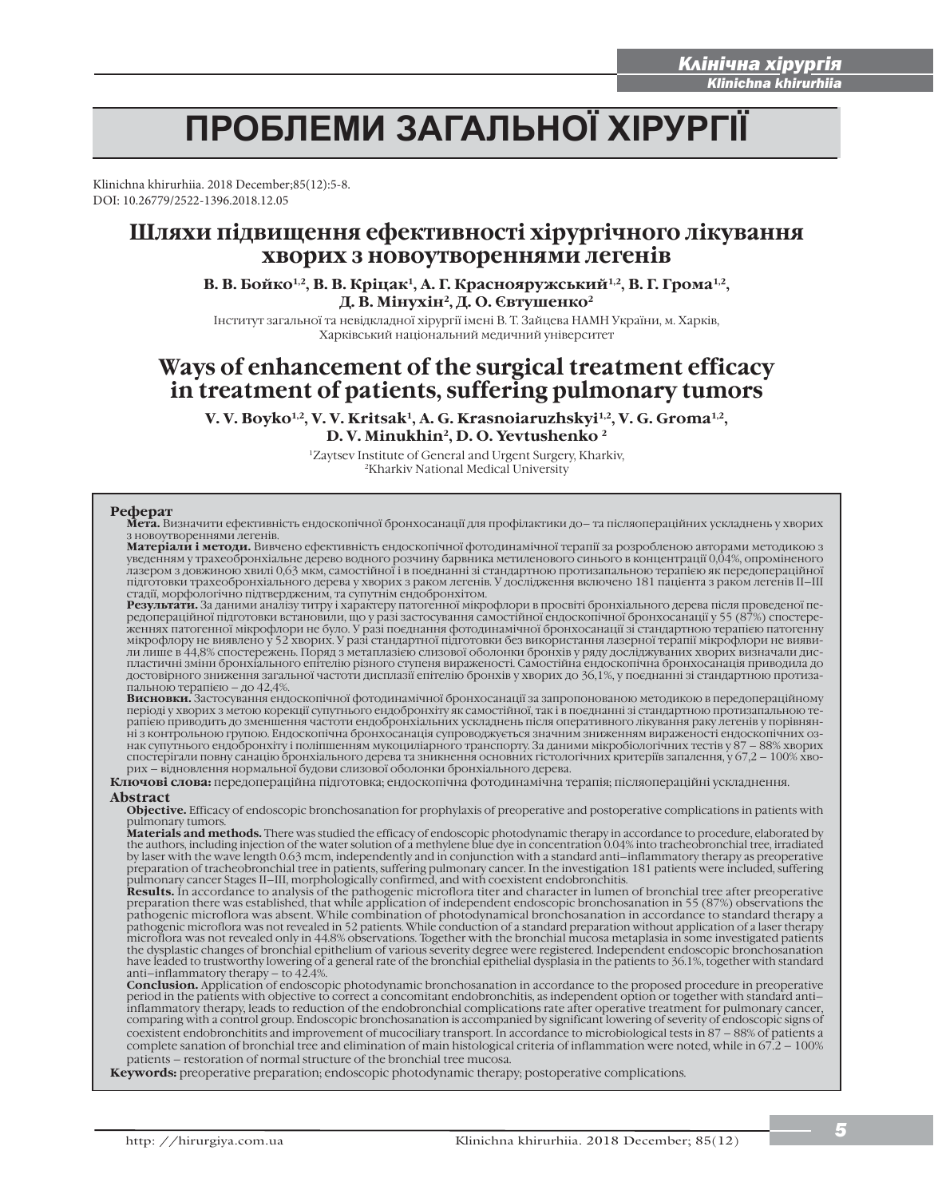# ПРОБЛЕМИ ЗАГАЛЬНОЇ ХІРУРГІЇ

Klinichna khirurhiia. 2018 December;85(12):5-8.
DOI: 10.26779/2522-1396.2018.12.05

## Шляхи підвищення ефективності хірургічного лікування хворих з новоутвореннями легенів

**В. В. Бойко[1,2], В. В. Кріцак[1], А. Г. Краснояружський[1,2], В. Г. Грома[1,2], Д. В. Мінухін[2], Д. О. Євтушенко[2]**

Інститут загальної та невідкладної хірургії імені В. Т. Зайцева НАМН України, м. Харків,
Харківський національний медичний університет

## Ways of enhancement of the surgical treatment efficacy in treatment of patients, suffering pulmonary tumors

**V. V. Boyko[1,2], V. V. Kritsak[1], A. G. Krasnoiaruzhskyi[1,2], V. G. Groma[1,2], D. V. Minukhin[2], D. O. Yevtushenko [2]**

[1]Zaytsev Institute of General and Urgent Surgery, Kharkiv,
[2]Kharkiv National Medical University

### Реферат

**Мета.** Визначити ефективність ендоскопічної бронхосанації для профілактики до– та післяопераційних ускладнень у хворих з новоутвореннями легенів.

**Матеріали і методи.** Вивчено ефективність ендоскопічної фотодинамічної терапії за розробленою авторами методикою з уведенням у трахеобронхіальне дерево водного розчину барвника метиленового синього в концентрації 0,04%, опроміненого лазером з довжиною хвилі 0,63 мкм, самостійної і в поєднанні зі стандартною протизапальною терапією як передопераційної підготовки трахеобронхіального дерева у хворих з раком легенів. У дослідження включено 181 пацієнта з раком легенів II–III стадії, морфологічно підтвердженим, та супутнім ендобронхітом.

**Результати.** За даними аналізу титру і характеру патогенної мікрофлори в просвіті бронхіального дерева після проведеної передопераційної підготовки встановили, що у разі застосування самостійної ендоскопічної бронхосанації у 55 (87%) спостереженнях патогенної мікрофлори не було. У разі поєднання фотодинамічної бронхосанації зі стандартною терапією патогенну мікрофлору не виявлено у 52 хворих. У разі стандартної підготовки без використання лазерної терапії мікрофлори не виявили лише в 44,8% спостережень. Поряд з метаплазією слизової оболонки бронхів у ряду досліджуваних хворих визначали диспластичні зміни бронхіального епітелію різного ступеня вираженості. Самостійна ендоскопічна бронхосанація приводила до достовірного зниження загальної частоти дисплазії епітелію бронхів у хворих до 36,1%, у поєднанні зі стандартною протизапальною терапією – до 42,4%.

**Висновки.** Застосування ендоскопічної фотодинамічної бронхосанації за запропонованою методикою в передопераційному періоді у хворих з метою корекції супутнього ендобронхіту як самостійної, так і в поєднанні зі стандартною протизапальною терапією приводить до зменшення частоти ендобронхіальних ускладнень після оперативного лікування раку легенів у порівнянні з контрольною групою. Ендоскопічна бронхосанація супроводжується значним зниженням вираженості ендоскопічних ознак супутнього ендобронхіту і поліпшенням мукоциліарного транспорту. За даними мікробіологічних тестів у 87 – 88% хворих спостерігали повну санацію бронхіального дерева та зникнення основних гістологічних критеріїв запалення, у 67,2 – 100% хворих – відновлення нормальної будови слизової оболонки бронхіального дерева.

**Ключові слова:** передопераційна підготовка; ендоскопічна фотодинамічна терапія; післяопераційні ускладнення.

### Abstract

**Objective.** Efficacy of endoscopic bronchosanation for prophylaxis of preoperative and postoperative complications in patients with pulmonary tumors.

**Materials and methods.** There was studied the efficacy of endoscopic photodynamic therapy in accordance to procedure, elaborated by the authors, including injection of the water solution of a methylene blue dye in concentration 0.04% into tracheobronchial tree, irradiated by laser with the wave length 0.63 mcm, independently and in conjunction with a standard anti–inflammatory therapy as preoperative preparation of tracheobronchial tree in patients, suffering pulmonary cancer. In the investigation 181 patients were included, suffering pulmonary cancer Stages II–III, morphologically confirmed, and with coexistent endobronchitis.

**Results.** In accordance to analysis of the pathogenic microflora titer and character in lumen of bronchial tree after preoperative preparation there was established, that while application of independent endoscopic bronchosanation in 55 (87%) observations the pathogenic microflora was absent. While combination of photodynamical bronchosanation in accordance to standard therapy a pathogenic microflora was not revealed in 52 patients. While conduction of a standard preparation without application of a laser therapy microflora was not revealed only in 44.8% observations. Together with the bronchial mucosa metaplasia in some investigated patients the dysplastic changes of bronchial epithelium of various severity degree were registered. Independent endoscopic bronchosanation have leaded to trustworthy lowering of a general rate of the bronchial epithelial dysplasia in the patients to 36.1%, together with standard anti–inflammatory therapy – to 42.4%.

**Conclusion.** Application of endoscopic photodynamic bronchosanation in accordance to the proposed procedure in preoperative period in the patients with objective to correct a concomitant endobronchitis, as independent option or together with standard anti–inflammatory therapy, leads to reduction of the endobronchial complications rate after operative treatment for pulmonary cancer, comparing with a control group. Endoscopic bronchosanation is accompanied by significant lowering of severity of endoscopic signs of coexistent endobronchitits and improvement of mucociliary transport. In accordance to microbiological tests in 87 – 88% of patients a complete sanation of bronchial tree and elimination of main histological criteria of inflammation were noted, while in 67.2 – 100% patients – restoration of normal structure of the bronchial tree mucosa.

**Keywords:** preoperative preparation; endoscopic photodynamic therapy; postoperative complications.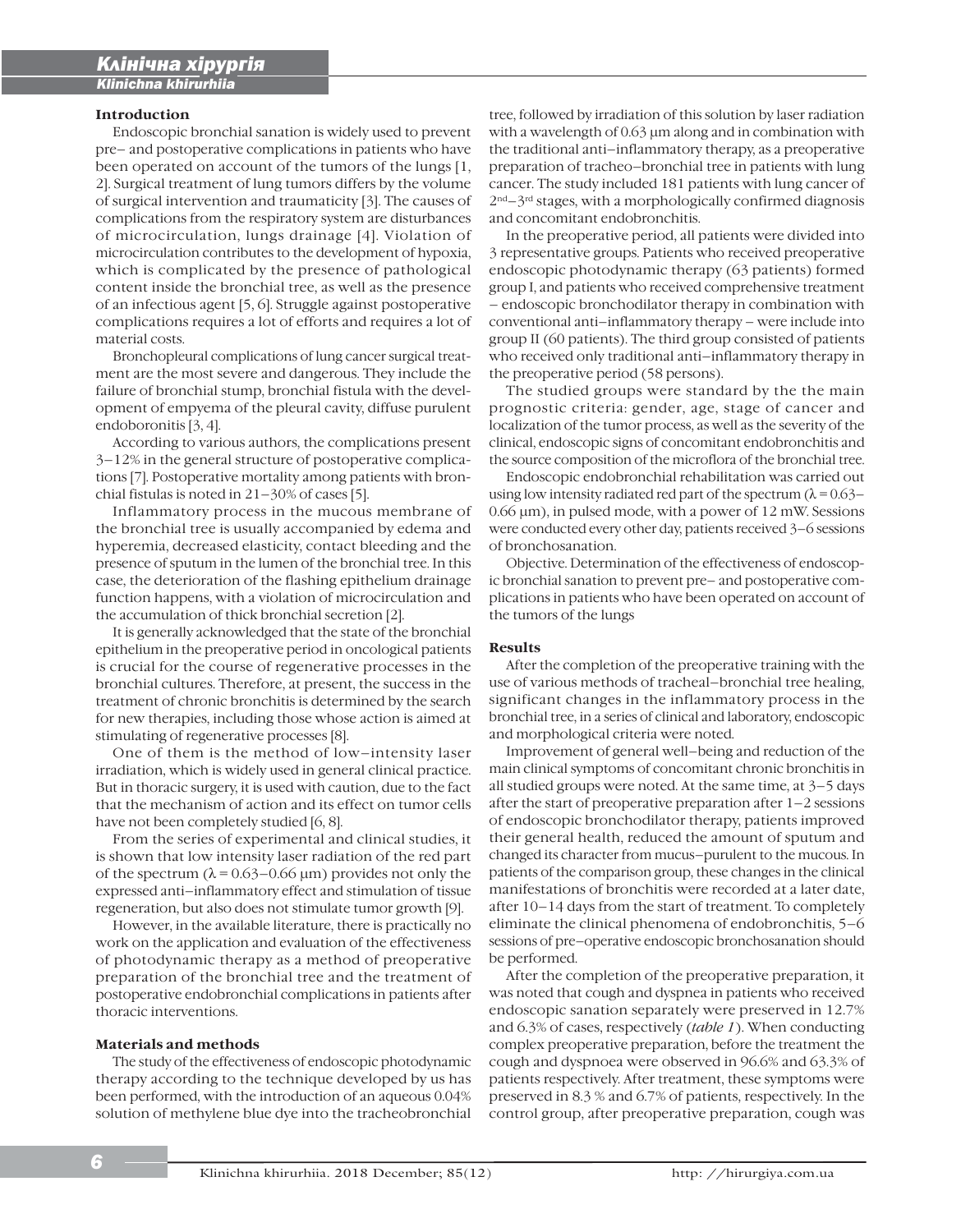## Introduction

Endoscopic bronchial sanation is widely used to prevent pre– and postoperative complications in patients who have been operated on account of the tumors of the lungs [1, 2]. Surgical treatment of lung tumors differs by the volume of surgical intervention and traumaticity [3]. The causes of complications from the respiratory system are disturbances of microcirculation, lungs drainage [4]. Violation of microcirculation contributes to the development of hypoxia, which is complicated by the presence of pathological content inside the bronchial tree, as well as the presence of an infectious agent [5, 6]. Struggle against postoperative complications requires a lot of efforts and requires a lot of material costs.

Bronchopleural complications of lung cancer surgical treatment are the most severe and dangerous. They include the failure of bronchial stump, bronchial fistula with the development of empyema of the pleural cavity, diffuse purulent endoboronitis [3, 4].

According to various authors, the complications present 3–12% in the general structure of postoperative complications [7]. Postoperative mortality among patients with bronchial fistulas is noted in 21–30% of cases [5].

Inflammatory process in the mucous membrane of the bronchial tree is usually accompanied by edema and hyperemia, decreased elasticity, contact bleeding and the presence of sputum in the lumen of the bronchial tree. In this case, the deterioration of the flashing epithelium drainage function happens, with a violation of microcirculation and the accumulation of thick bronchial secretion [2].

It is generally acknowledged that the state of the bronchial epithelium in the preoperative period in oncological patients is crucial for the course of regenerative processes in the bronchial cultures. Therefore, at present, the success in the treatment of chronic bronchitis is determined by the search for new therapies, including those whose action is aimed at stimulating of regenerative processes [8].

One of them is the method of low–intensity laser irradiation, which is widely used in general clinical practice. But in thoracic surgery, it is used with caution, due to the fact that the mechanism of action and its effect on tumor cells have not been completely studied [6, 8].

From the series of experimental and clinical studies, it is shown that low intensity laser radiation of the red part of the spectrum ($\lambda = 0.63–0.66$ μm) provides not only the expressed anti–inflammatory effect and stimulation of tissue regeneration, but also does not stimulate tumor growth [9].

However, in the available literature, there is practically no work on the application and evaluation of the effectiveness of photodynamic therapy as a method of preoperative preparation of the bronchial tree and the treatment of postoperative endobronchial complications in patients after thoracic interventions.

## Materials and methods

The study of the effectiveness of endoscopic photodynamic therapy according to the technique developed by us has been performed, with the introduction of an aqueous 0.04% solution of methylene blue dye into the tracheobronchial tree, followed by irradiation of this solution by laser radiation with a wavelength of 0.63 μm along and in combination with the traditional anti–inflammatory therapy, as a preoperative preparation of tracheo–bronchial tree in patients with lung cancer. The study included 181 patients with lung cancer of 2nd–3rd stages, with a morphologically confirmed diagnosis and concomitant endobronchitis.

In the preoperative period, all patients were divided into 3 representative groups. Patients who received preoperative endoscopic photodynamic therapy (63 patients) formed group I, and patients who received comprehensive treatment – endoscopic bronchodilator therapy in combination with conventional anti–inflammatory therapy – were include into group II (60 patients). The third group consisted of patients who received only traditional anti–inflammatory therapy in the preoperative period (58 persons).

The studied groups were standard by the the main prognostic criteria: gender, age, stage of cancer and localization of the tumor process, as well as the severity of the clinical, endoscopic signs of concomitant endobronchitis and the source composition of the microflora of the bronchial tree.

Endoscopic endobronchial rehabilitation was carried out using low intensity radiated red part of the spectrum ($\lambda = 0.63–0.66$ μm), in pulsed mode, with a power of 12 mW. Sessions were conducted every other day, patients received 3–6 sessions of bronchosanation.

Objective. Determination of the effectiveness of endoscopic bronchial sanation to prevent pre– and postoperative complications in patients who have been operated on account of the tumors of the lungs

## Results

After the completion of the preoperative training with the use of various methods of tracheal–bronchial tree healing, significant changes in the inflammatory process in the bronchial tree, in a series of clinical and laboratory, endoscopic and morphological criteria were noted.

Improvement of general well–being and reduction of the main clinical symptoms of concomitant chronic bronchitis in all studied groups were noted. At the same time, at 3–5 days after the start of preoperative preparation after 1–2 sessions of endoscopic bronchodilator therapy, patients improved their general health, reduced the amount of sputum and changed its character from mucus–purulent to the mucous. In patients of the comparison group, these changes in the clinical manifestations of bronchitis were recorded at a later date, after 10–14 days from the start of treatment. To completely eliminate the clinical phenomena of endobronchitis, 5–6 sessions of pre–operative endoscopic bronchosanation should be performed.

After the completion of the preoperative preparation, it was noted that cough and dyspnea in patients who received endoscopic sanation separately were preserved in 12.7% and 6.3% of cases, respectively (*table 1*). When conducting complex preoperative preparation, before the treatment the cough and dyspnoea were observed in 96.6% and 63.3% of patients respectively. After treatment, these symptoms were preserved in 8.3 % and 6.7% of patients, respectively. In the control group, after preoperative preparation, cough was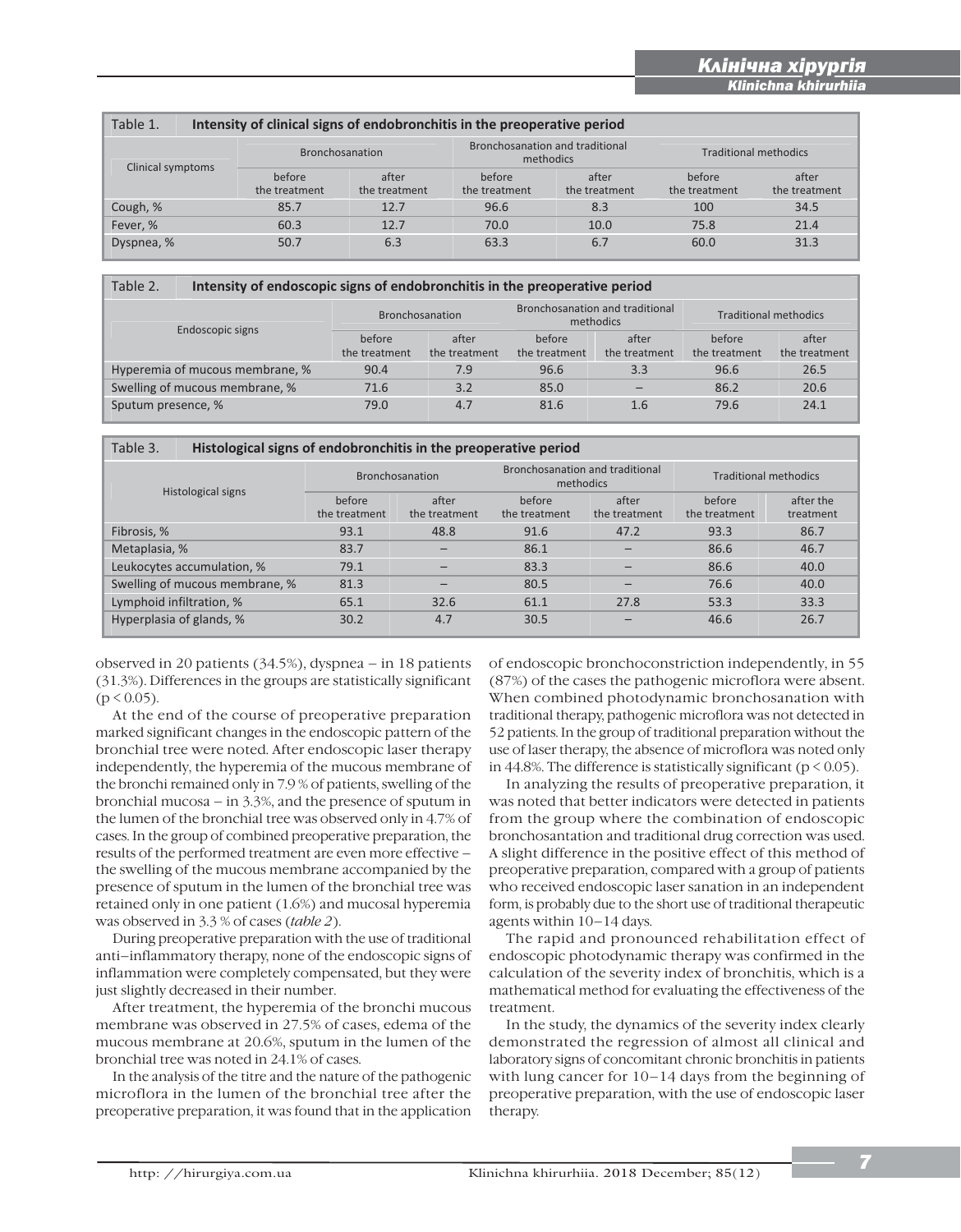Table 1. **Intensity of clinical signs of endobronchitis in the preoperative period**

| Clinical symptoms | Bronchosanation | | Bronchosanation and traditional methodics | | Traditional methodics | |
|---|---|---|---|---|---|---|
| | before the treatment | after the treatment | before the treatment | after the treatment | before the treatment | after the treatment |
| Cough, % | 85.7 | 12.7 | 96.6 | 8.3 | 100 | 34.5 |
| Fever, % | 60.3 | 12.7 | 70.0 | 10.0 | 75.8 | 21.4 |
| Dyspnea, % | 50.7 | 6.3 | 63.3 | 6.7 | 60.0 | 31.3 |

Table 2. **Intensity of endoscopic signs of endobronchitis in the preoperative period**

| Endoscopic signs | Bronchosanation | | Bronchosanation and traditional methodics | | Traditional methodics | |
|---|---|---|---|---|---|---|
| | before the treatment | after the treatment | before the treatment | after the treatment | before the treatment | after the treatment |
| Hyperemia of mucous membrane, % | 90.4 | 7.9 | 96.6 | 3.3 | 96.6 | 26.5 |
| Swelling of mucous membrane, % | 71.6 | 3.2 | 85.0 | – | 86.2 | 20.6 |
| Sputum presence, % | 79.0 | 4.7 | 81.6 | 1.6 | 79.6 | 24.1 |

Table 3. **Histological signs of endobronchitis in the preoperative period**

| Histological signs | Bronchosanation | | Bronchosanation and traditional methodics | | Traditional methodics | |
|---|---|---|---|---|---|---|
| | before the treatment | after the treatment | before the treatment | after the treatment | before the treatment | after the treatment |
| Fibrosis, % | 93.1 | 48.8 | 91.6 | 47.2 | 93.3 | 86.7 |
| Metaplasia, % | 83.7 | – | 86.1 | – | 86.6 | 46.7 |
| Leukocytes accumulation, % | 79.1 | – | 83.3 | – | 86.6 | 40.0 |
| Swelling of mucous membrane, % | 81.3 | – | 80.5 | – | 76.6 | 40.0 |
| Lymphoid infiltration, % | 65.1 | 32.6 | 61.1 | 27.8 | 53.3 | 33.3 |
| Hyperplasia of glands, % | 30.2 | 4.7 | 30.5 | – | 46.6 | 26.7 |

observed in 20 patients (34.5%), dyspnea – in 18 patients (31.3%). Differences in the groups are statistically significant ($p < 0.05$).

At the end of the course of preoperative preparation marked significant changes in the endoscopic pattern of the bronchial tree were noted. After endoscopic laser therapy independently, the hyperemia of the mucous membrane of the bronchi remained only in 7.9 % of patients, swelling of the bronchial mucosa – in 3.3%, and the presence of sputum in the lumen of the bronchial tree was observed only in 4.7% of cases. In the group of combined preoperative preparation, the results of the performed treatment are even more effective – the swelling of the mucous membrane accompanied by the presence of sputum in the lumen of the bronchial tree was retained only in one patient (1.6%) and mucosal hyperemia was observed in 3.3 % of cases (*table 2*).

During preoperative preparation with the use of traditional anti–inflammatory therapy, none of the endoscopic signs of inflammation were completely compensated, but they were just slightly decreased in their number.

After treatment, the hyperemia of the bronchi mucous membrane was observed in 27.5% of cases, edema of the mucous membrane at 20.6%, sputum in the lumen of the bronchial tree was noted in 24.1% of cases.

In the analysis of the titre and the nature of the pathogenic microflora in the lumen of the bronchial tree after the preoperative preparation, it was found that in the application of endoscopic bronchoconstriction independently, in 55 (87%) of the cases the pathogenic microflora were absent. When combined photodynamic bronchosanation with traditional therapy, pathogenic microflora was not detected in 52 patients. In the group of traditional preparation without the use of laser therapy, the absence of microflora was noted only in 44.8%. The difference is statistically significant ($p < 0.05$).

In analyzing the results of preoperative preparation, it was noted that better indicators were detected in patients from the group where the combination of endoscopic bronchosantation and traditional drug correction was used. A slight difference in the positive effect of this method of preoperative preparation, compared with a group of patients who received endoscopic laser sanation in an independent form, is probably due to the short use of traditional therapeutic agents within 10–14 days.

The rapid and pronounced rehabilitation effect of endoscopic photodynamic therapy was confirmed in the calculation of the severity index of bronchitis, which is a mathematical method for evaluating the effectiveness of the treatment.

In the study, the dynamics of the severity index clearly demonstrated the regression of almost all clinical and laboratory signs of concomitant chronic bronchitis in patients with lung cancer for 10–14 days from the beginning of preoperative preparation, with the use of endoscopic laser therapy.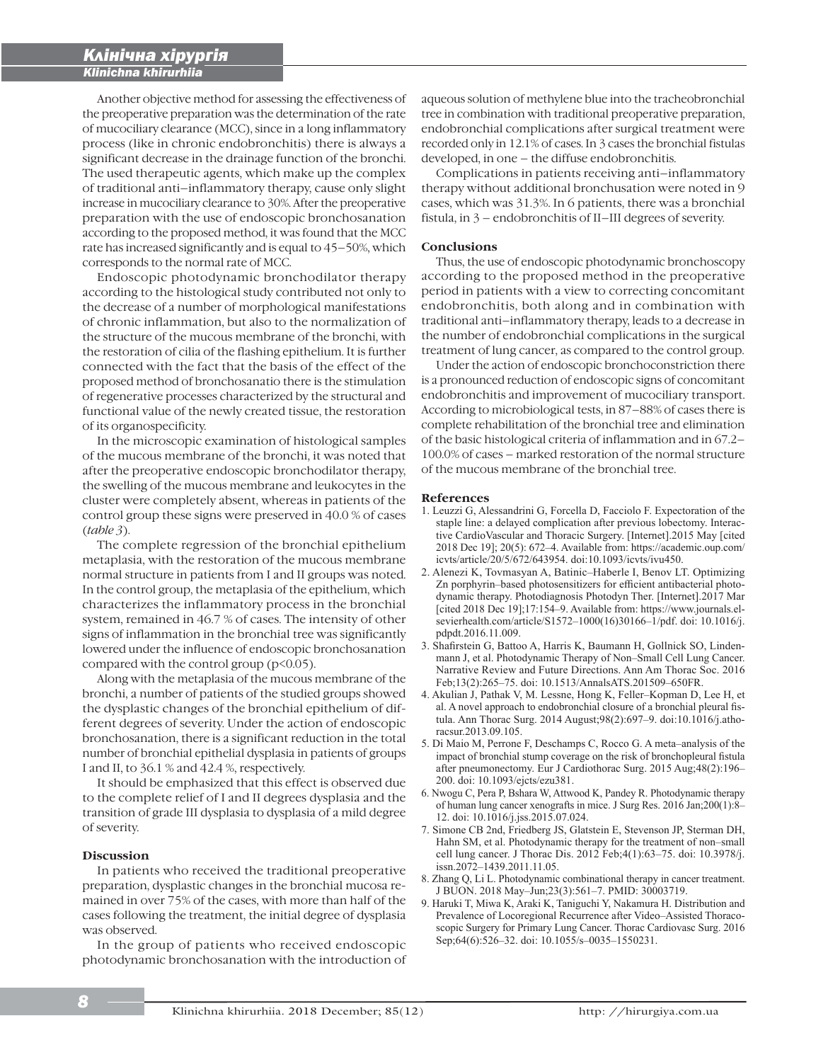Another objective method for assessing the effectiveness of the preoperative preparation was the determination of the rate of mucociliary clearance (MCC), since in a long inflammatory process (like in chronic endobronchitis) there is always a significant decrease in the drainage function of the bronchi. The used therapeutic agents, which make up the complex of traditional anti–inflammatory therapy, cause only slight increase in mucociliary clearance to 30%. After the preoperative preparation with the use of endoscopic bronchosanation according to the proposed method, it was found that the MCC rate has increased significantly and is equal to 45–50%, which corresponds to the normal rate of MCC.

Endoscopic photodynamic bronchodilator therapy according to the histological study contributed not only to the decrease of a number of morphological manifestations of chronic inflammation, but also to the normalization of the structure of the mucous membrane of the bronchi, with the restoration of cilia of the flashing epithelium. It is further connected with the fact that the basis of the effect of the proposed method of bronchosanatio there is the stimulation of regenerative processes characterized by the structural and functional value of the newly created tissue, the restoration of its organospecificity.

In the microscopic examination of histological samples of the mucous membrane of the bronchi, it was noted that after the preoperative endoscopic bronchodilator therapy, the swelling of the mucous membrane and leukocytes in the cluster were completely absent, whereas in patients of the control group these signs were preserved in 40.0 % of cases (*table 3*).

The complete regression of the bronchial epithelium metaplasia, with the restoration of the mucous membrane normal structure in patients from I and II groups was noted. In the control group, the metaplasia of the epithelium, which characterizes the inflammatory process in the bronchial system, remained in 46.7 % of cases. The intensity of other signs of inflammation in the bronchial tree was significantly lowered under the influence of endoscopic bronchosanation compared with the control group ($p<0.05$).

Along with the metaplasia of the mucous membrane of the bronchi, a number of patients of the studied groups showed the dysplastic changes of the bronchial epithelium of different degrees of severity. Under the action of endoscopic bronchosanation, there is a significant reduction in the total number of bronchial epithelial dysplasia in patients of groups I and II, to 36.1 % and 42.4 %, respectively.

It should be emphasized that this effect is observed due to the complete relief of I and II degrees dysplasia and the transition of grade III dysplasia to dysplasia of a mild degree of severity.

## Discussion

In patients who received the traditional preoperative preparation, dysplastic changes in the bronchial mucosa remained in over 75% of the cases, with more than half of the cases following the treatment, the initial degree of dysplasia was observed.

In the group of patients who received endoscopic photodynamic bronchosanation with the introduction of aqueous solution of methylene blue into the tracheobronchial tree in combination with traditional preoperative preparation, endobronchial complications after surgical treatment were recorded only in 12.1% of cases. In 3 cases the bronchial fistulas developed, in one – the diffuse endobronchitis.

Complications in patients receiving anti–inflammatory therapy without additional bronchusation were noted in 9 cases, which was 31.3%. In 6 patients, there was a bronchial fistula, in 3 – endobronchitis of II–III degrees of severity.

## Conclusions

Thus, the use of endoscopic photodynamic bronchoscopy according to the proposed method in the preoperative period in patients with a view to correcting concomitant endobronchitis, both along and in combination with traditional anti–inflammatory therapy, leads to a decrease in the number of endobronchial complications in the surgical treatment of lung cancer, as compared to the control group.

Under the action of endoscopic bronchoconstriction there is a pronounced reduction of endoscopic signs of concomitant endobronchitis and improvement of mucociliary transport. According to microbiological tests, in 87–88% of cases there is complete rehabilitation of the bronchial tree and elimination of the basic histological criteria of inflammation and in 67.2–100.0% of cases – marked restoration of the normal structure of the mucous membrane of the bronchial tree.

## References

1. Leuzzi G, Alessandrini G, Forcella D, Facciolo F. Expectoration of the staple line: a delayed complication after previous lobectomy. Interactive CardioVascular and Thoracic Surgery. [Internet].2015 May [cited 2018 Dec 19]; 20(5): 672–4. Available from: https://academic.oup.com/icvts/article/20/5/672/643954. doi:10.1093/icvts/ivu450.
2. Alenezi K, Tovmasyan A, Batinic–Haberle I, Benov LT. Optimizing Zn porphyrin–based photosensitizers for efficient antibacterial photodynamic therapy. Photodiagnosis Photodyn Ther. [Internet].2017 Mar [cited 2018 Dec 19];17:154–9. Available from: https://www.journals.elsevierhealth.com/article/S1572–1000(16)30166–1/pdf. doi: 10.1016/j.pdpdt.2016.11.009.
3. Shafirstein G, Battoo A, Harris K, Baumann H, Gollnick SO, Lindenmann J, et al. Photodynamic Therapy of Non–Small Cell Lung Cancer. Narrative Review and Future Directions. Ann Am Thorac Soc. 2016 Feb;13(2):265–75. doi: 10.1513/AnnalsATS.201509–650FR.
4. Akulian J, Pathak V, M. Lessne, Hong K, Feller–Kopman D, Lee H, et al. A novel approach to endobronchial closure of a bronchial pleural fistula. Ann Thorac Surg. 2014 August;98(2):697–9. doi:10.1016/j.athoracsur.2013.09.105.
5. Di Maio M, Perrone F, Deschamps C, Rocco G. A meta–analysis of the impact of bronchial stump coverage on the risk of bronchopleural fistula after pneumonectomy. Eur J Cardiothorac Surg. 2015 Aug;48(2):196–200. doi: 10.1093/ejcts/ezu381.
6. Nwogu C, Pera P, Bshara W, Attwood K, Pandey R. Photodynamic therapy of human lung cancer xenografts in mice. J Surg Res. 2016 Jan;200(1):8–12. doi: 10.1016/j.jss.2015.07.024.
7. Simone CB 2nd, Friedberg JS, Glatstein E, Stevenson JP, Sterman DH, Hahn SM, et al. Photodynamic therapy for the treatment of non–small cell lung cancer. J Thorac Dis. 2012 Feb;4(1):63–75. doi: 10.3978/j.issn.2072–1439.2011.11.05.
8. Zhang Q, Li L. Photodynamic combinational therapy in cancer treatment. J BUON. 2018 May–Jun;23(3):561–7. PMID: 30003719.
9. Haruki T, Miwa K, Araki K, Taniguchi Y, Nakamura H. Distribution and Prevalence of Locoregional Recurrence after Video–Assisted Thoracoscopic Surgery for Primary Lung Cancer. Thorac Cardiovasc Surg. 2016 Sep;64(6):526–32. doi: 10.1055/s–0035–1550231.